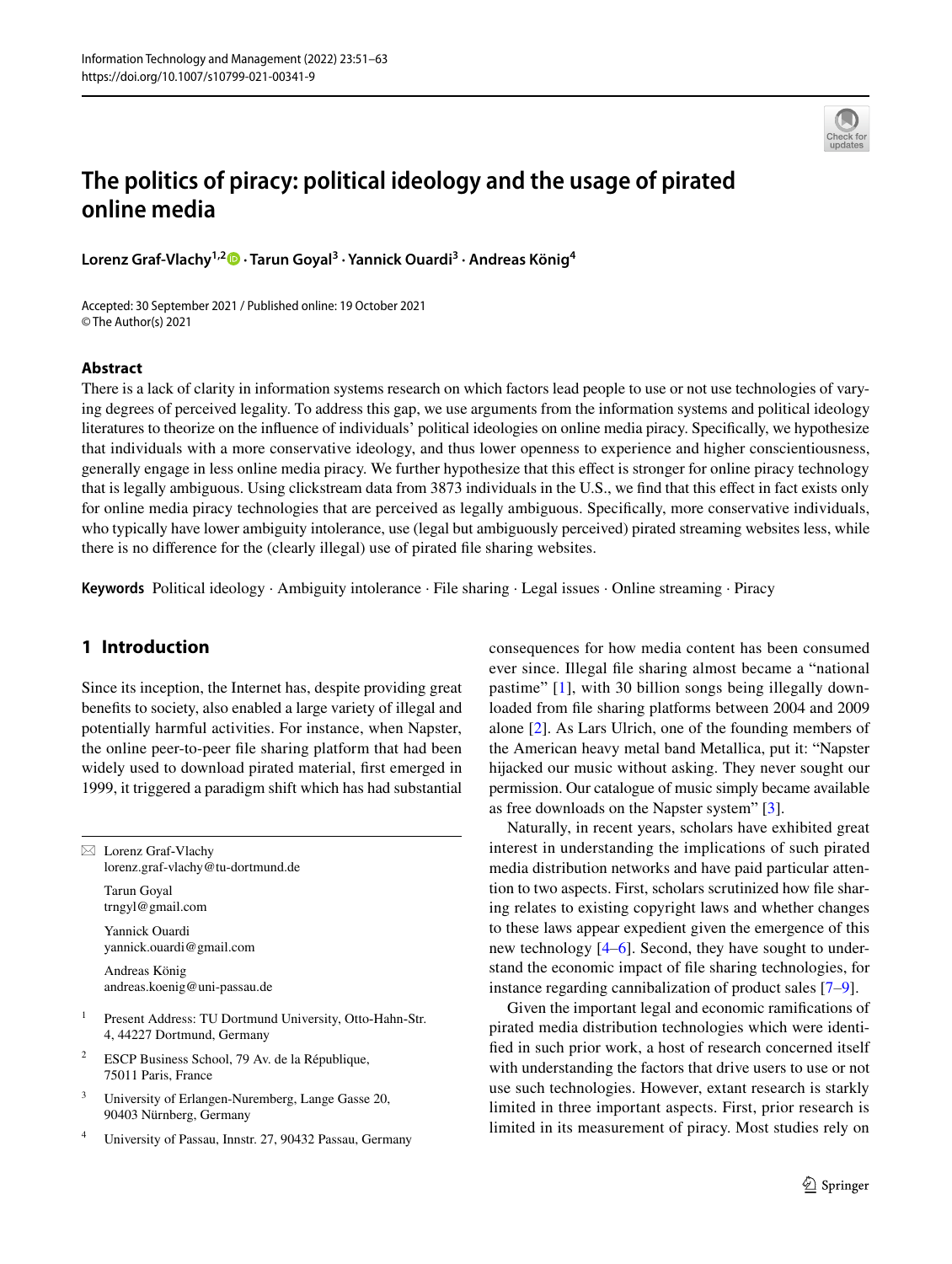# The politics of piracy: political ideology and the usage of pirated online media

**Lorenz Graf-Vlachy[1,2] · Tarun Goyal[3] · Yannick Ouardi[3] · Andreas König[4]**

Accepted: 30 September 2021 / Published online: 19 October 2021
© The Author(s) 2021

## Abstract

There is a lack of clarity in information systems research on which factors lead people to use or not use technologies of varying degrees of perceived legality. To address this gap, we use arguments from the information systems and political ideology literatures to theorize on the influence of individuals' political ideologies on online media piracy. Specifically, we hypothesize that individuals with a more conservative ideology, and thus lower openness to experience and higher conscientiousness, generally engage in less online media piracy. We further hypothesize that this effect is stronger for online piracy technology that is legally ambiguous. Using clickstream data from 3873 individuals in the U.S., we find that this effect in fact exists only for online media piracy technologies that are perceived as legally ambiguous. Specifically, more conservative individuals, who typically have lower ambiguity intolerance, use (legal but ambiguously perceived) pirated streaming websites less, while there is no difference for the (clearly illegal) use of pirated file sharing websites.

**Keywords** Political ideology · Ambiguity intolerance · File sharing · Legal issues · Online streaming · Piracy

## 1 Introduction

Since its inception, the Internet has, despite providing great benefits to society, also enabled a large variety of illegal and potentially harmful activities. For instance, when Napster, the online peer-to-peer file sharing platform that had been widely used to download pirated material, first emerged in 1999, it triggered a paradigm shift which has had substantial consequences for how media content has been consumed ever since. Illegal file sharing almost became a "national pastime" [1], with 30 billion songs being illegally downloaded from file sharing platforms between 2004 and 2009 alone [2]. As Lars Ulrich, one of the founding members of the American heavy metal band Metallica, put it: "Napster hijacked our music without asking. They never sought our permission. Our catalogue of music simply became available as free downloads on the Napster system" [3].

Naturally, in recent years, scholars have exhibited great interest in understanding the implications of such pirated media distribution networks and have paid particular attention to two aspects. First, scholars scrutinized how file sharing relates to existing copyright laws and whether changes to these laws appear expedient given the emergence of this new technology [4–6]. Second, they have sought to understand the economic impact of file sharing technologies, for instance regarding cannibalization of product sales [7–9].

Given the important legal and economic ramifications of pirated media distribution technologies which were identified in such prior work, a host of research concerned itself with understanding the factors that drive users to use or not use such technologies. However, extant research is starkly limited in three important aspects. First, prior research is limited in its measurement of piracy. Most studies rely on

✉ Lorenz Graf-Vlachy
lorenz.graf-vlachy@tu-dortmund.de

Tarun Goyal
trngyl@gmail.com

Yannick Ouardi
yannick.ouardi@gmail.com

Andreas König
andreas.koenig@uni-passau.de

[1] Present Address: TU Dortmund University, Otto-Hahn-Str. 4, 44227 Dortmund, Germany

[2] ESCP Business School, 79 Av. de la République, 75011 Paris, France

[3] University of Erlangen-Nuremberg, Lange Gasse 20, 90403 Nürnberg, Germany

[4] University of Passau, Innstr. 27, 90432 Passau, Germany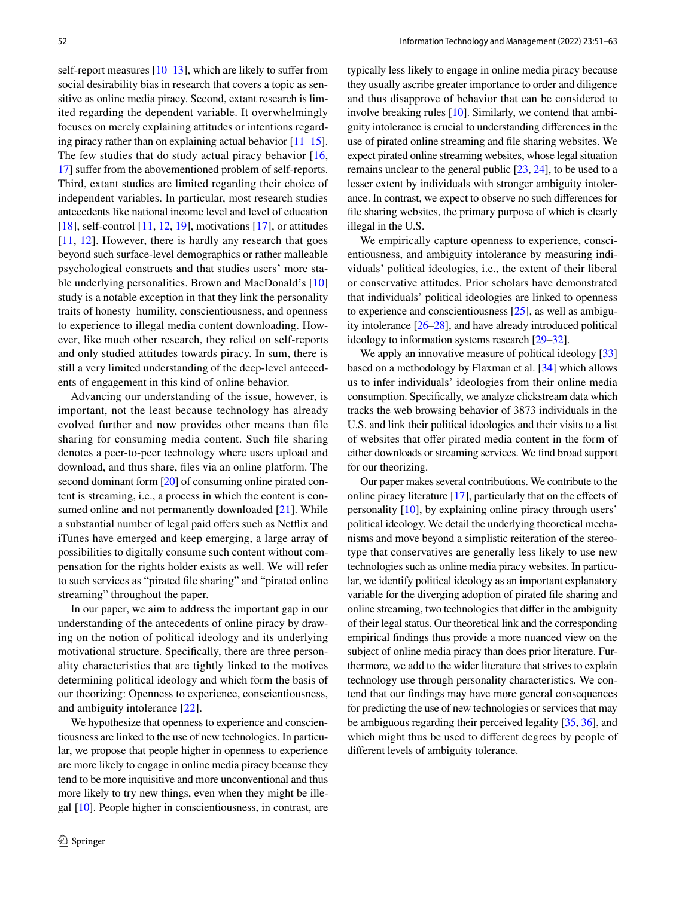self-report measures [10–13], which are likely to suffer from social desirability bias in research that covers a topic as sensitive as online media piracy. Second, extant research is limited regarding the dependent variable. It overwhelmingly focuses on merely explaining attitudes or intentions regarding piracy rather than on explaining actual behavior [11–15]. The few studies that do study actual piracy behavior [16, 17] suffer from the abovementioned problem of self-reports. Third, extant studies are limited regarding their choice of independent variables. In particular, most research studies antecedents like national income level and level of education [18], self-control [11, 12, 19], motivations [17], or attitudes [11, 12]. However, there is hardly any research that goes beyond such surface-level demographics or rather malleable psychological constructs and that studies users' more stable underlying personalities. Brown and MacDonald's [10] study is a notable exception in that they link the personality traits of honesty–humility, conscientiousness, and openness to experience to illegal media content downloading. However, like much other research, they relied on self-reports and only studied attitudes towards piracy. In sum, there is still a very limited understanding of the deep-level antecedents of engagement in this kind of online behavior.

Advancing our understanding of the issue, however, is important, not the least because technology has already evolved further and now provides other means than file sharing for consuming media content. Such file sharing denotes a peer-to-peer technology where users upload and download, and thus share, files via an online platform. The second dominant form [20] of consuming online pirated content is streaming, i.e., a process in which the content is consumed online and not permanently downloaded [21]. While a substantial number of legal paid offers such as Netflix and iTunes have emerged and keep emerging, a large array of possibilities to digitally consume such content without compensation for the rights holder exists as well. We will refer to such services as "pirated file sharing" and "pirated online streaming" throughout the paper.

In our paper, we aim to address the important gap in our understanding of the antecedents of online piracy by drawing on the notion of political ideology and its underlying motivational structure. Specifically, there are three personality characteristics that are tightly linked to the motives determining political ideology and which form the basis of our theorizing: Openness to experience, conscientiousness, and ambiguity intolerance [22].

We hypothesize that openness to experience and conscientiousness are linked to the use of new technologies. In particular, we propose that people higher in openness to experience are more likely to engage in online media piracy because they tend to be more inquisitive and more unconventional and thus more likely to try new things, even when they might be illegal [10]. People higher in conscientiousness, in contrast, are typically less likely to engage in online media piracy because they usually ascribe greater importance to order and diligence and thus disapprove of behavior that can be considered to involve breaking rules [10]. Similarly, we contend that ambiguity intolerance is crucial to understanding differences in the use of pirated online streaming and file sharing websites. We expect pirated online streaming websites, whose legal situation remains unclear to the general public [23, 24], to be used to a lesser extent by individuals with stronger ambiguity intolerance. In contrast, we expect to observe no such differences for file sharing websites, the primary purpose of which is clearly illegal in the U.S.

We empirically capture openness to experience, conscientiousness, and ambiguity intolerance by measuring individuals' political ideologies, i.e., the extent of their liberal or conservative attitudes. Prior scholars have demonstrated that individuals' political ideologies are linked to openness to experience and conscientiousness [25], as well as ambiguity intolerance [26–28], and have already introduced political ideology to information systems research [29–32].

We apply an innovative measure of political ideology [33] based on a methodology by Flaxman et al. [34] which allows us to infer individuals' ideologies from their online media consumption. Specifically, we analyze clickstream data which tracks the web browsing behavior of 3873 individuals in the U.S. and link their political ideologies and their visits to a list of websites that offer pirated media content in the form of either downloads or streaming services. We find broad support for our theorizing.

Our paper makes several contributions. We contribute to the online piracy literature [17], particularly that on the effects of personality [10], by explaining online piracy through users' political ideology. We detail the underlying theoretical mechanisms and move beyond a simplistic reiteration of the stereotype that conservatives are generally less likely to use new technologies such as online media piracy websites. In particular, we identify political ideology as an important explanatory variable for the diverging adoption of pirated file sharing and online streaming, two technologies that differ in the ambiguity of their legal status. Our theoretical link and the corresponding empirical findings thus provide a more nuanced view on the subject of online media piracy than does prior literature. Furthermore, we add to the wider literature that strives to explain technology use through personality characteristics. We contend that our findings may have more general consequences for predicting the use of new technologies or services that may be ambiguous regarding their perceived legality [35, 36], and which might thus be used to different degrees by people of different levels of ambiguity tolerance.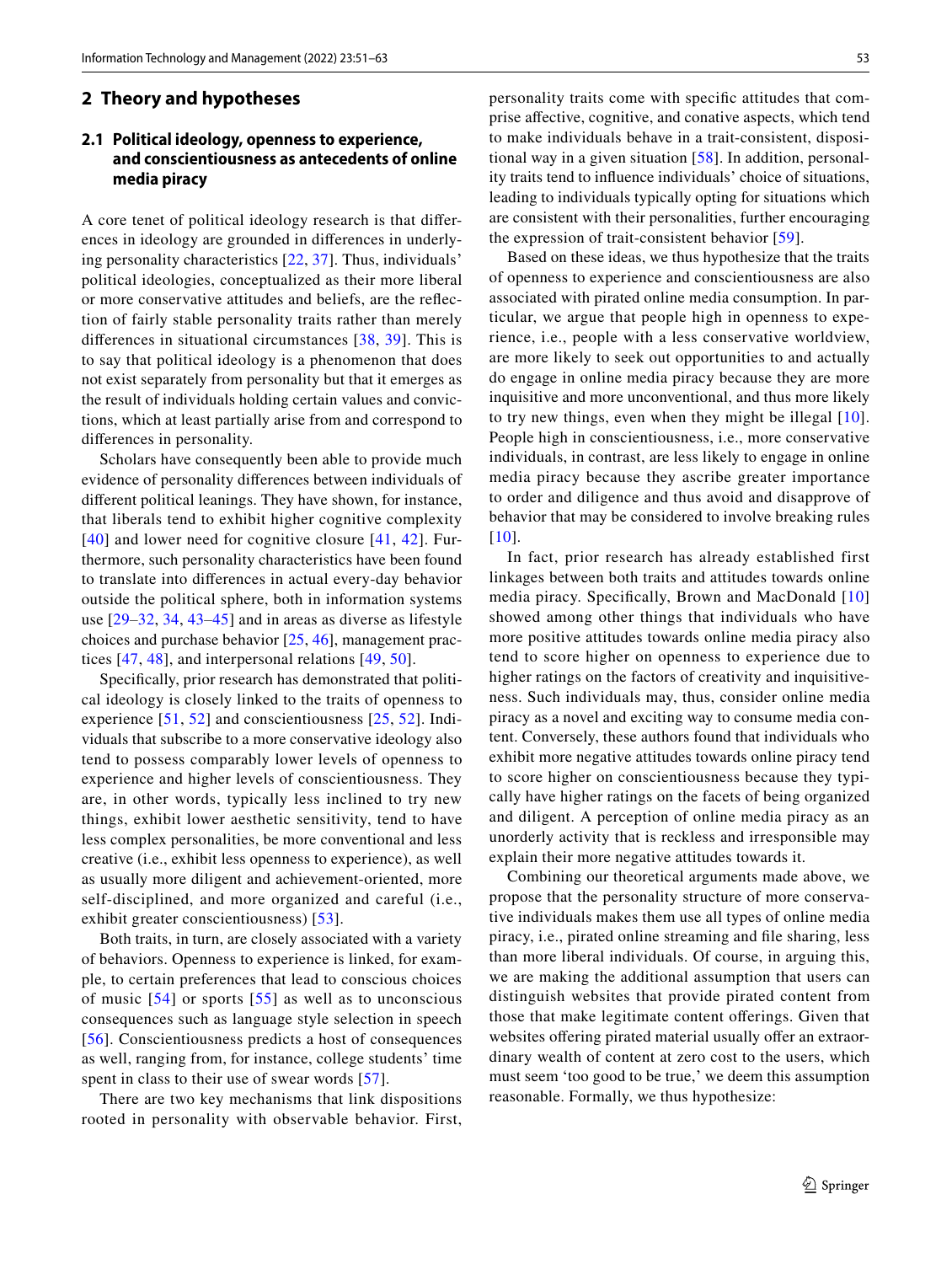## 2 Theory and hypotheses

### 2.1 Political ideology, openness to experience, and conscientiousness as antecedents of online media piracy

A core tenet of political ideology research is that differences in ideology are grounded in differences in underlying personality characteristics [22, 37]. Thus, individuals' political ideologies, conceptualized as their more liberal or more conservative attitudes and beliefs, are the reflection of fairly stable personality traits rather than merely differences in situational circumstances [38, 39]. This is to say that political ideology is a phenomenon that does not exist separately from personality but that it emerges as the result of individuals holding certain values and convictions, which at least partially arise from and correspond to differences in personality.

Scholars have consequently been able to provide much evidence of personality differences between individuals of different political leanings. They have shown, for instance, that liberals tend to exhibit higher cognitive complexity [40] and lower need for cognitive closure [41, 42]. Furthermore, such personality characteristics have been found to translate into differences in actual every-day behavior outside the political sphere, both in information systems use [29–32, 34, 43–45] and in areas as diverse as lifestyle choices and purchase behavior [25, 46], management practices [47, 48], and interpersonal relations [49, 50].

Specifically, prior research has demonstrated that political ideology is closely linked to the traits of openness to experience [51, 52] and conscientiousness [25, 52]. Individuals that subscribe to a more conservative ideology also tend to possess comparably lower levels of openness to experience and higher levels of conscientiousness. They are, in other words, typically less inclined to try new things, exhibit lower aesthetic sensitivity, tend to have less complex personalities, be more conventional and less creative (i.e., exhibit less openness to experience), as well as usually more diligent and achievement-oriented, more self-disciplined, and more organized and careful (i.e., exhibit greater conscientiousness) [53].

Both traits, in turn, are closely associated with a variety of behaviors. Openness to experience is linked, for example, to certain preferences that lead to conscious choices of music [54] or sports [55] as well as to unconscious consequences such as language style selection in speech [56]. Conscientiousness predicts a host of consequences as well, ranging from, for instance, college students' time spent in class to their use of swear words [57].

There are two key mechanisms that link dispositions rooted in personality with observable behavior. First, personality traits come with specific attitudes that comprise affective, cognitive, and conative aspects, which tend to make individuals behave in a trait-consistent, dispositional way in a given situation [58]. In addition, personality traits tend to influence individuals' choice of situations, leading to individuals typically opting for situations which are consistent with their personalities, further encouraging the expression of trait-consistent behavior [59].

Based on these ideas, we thus hypothesize that the traits of openness to experience and conscientiousness are also associated with pirated online media consumption. In particular, we argue that people high in openness to experience, i.e., people with a less conservative worldview, are more likely to seek out opportunities to and actually do engage in online media piracy because they are more inquisitive and more unconventional, and thus more likely to try new things, even when they might be illegal [10]. People high in conscientiousness, i.e., more conservative individuals, in contrast, are less likely to engage in online media piracy because they ascribe greater importance to order and diligence and thus avoid and disapprove of behavior that may be considered to involve breaking rules [10].

In fact, prior research has already established first linkages between both traits and attitudes towards online media piracy. Specifically, Brown and MacDonald [10] showed among other things that individuals who have more positive attitudes towards online media piracy also tend to score higher on openness to experience due to higher ratings on the factors of creativity and inquisitiveness. Such individuals may, thus, consider online media piracy as a novel and exciting way to consume media content. Conversely, these authors found that individuals who exhibit more negative attitudes towards online piracy tend to score higher on conscientiousness because they typically have higher ratings on the facets of being organized and diligent. A perception of online media piracy as an unorderly activity that is reckless and irresponsible may explain their more negative attitudes towards it.

Combining our theoretical arguments made above, we propose that the personality structure of more conservative individuals makes them use all types of online media piracy, i.e., pirated online streaming and file sharing, less than more liberal individuals. Of course, in arguing this, we are making the additional assumption that users can distinguish websites that provide pirated content from those that make legitimate content offerings. Given that websites offering pirated material usually offer an extraordinary wealth of content at zero cost to the users, which must seem 'too good to be true,' we deem this assumption reasonable. Formally, we thus hypothesize: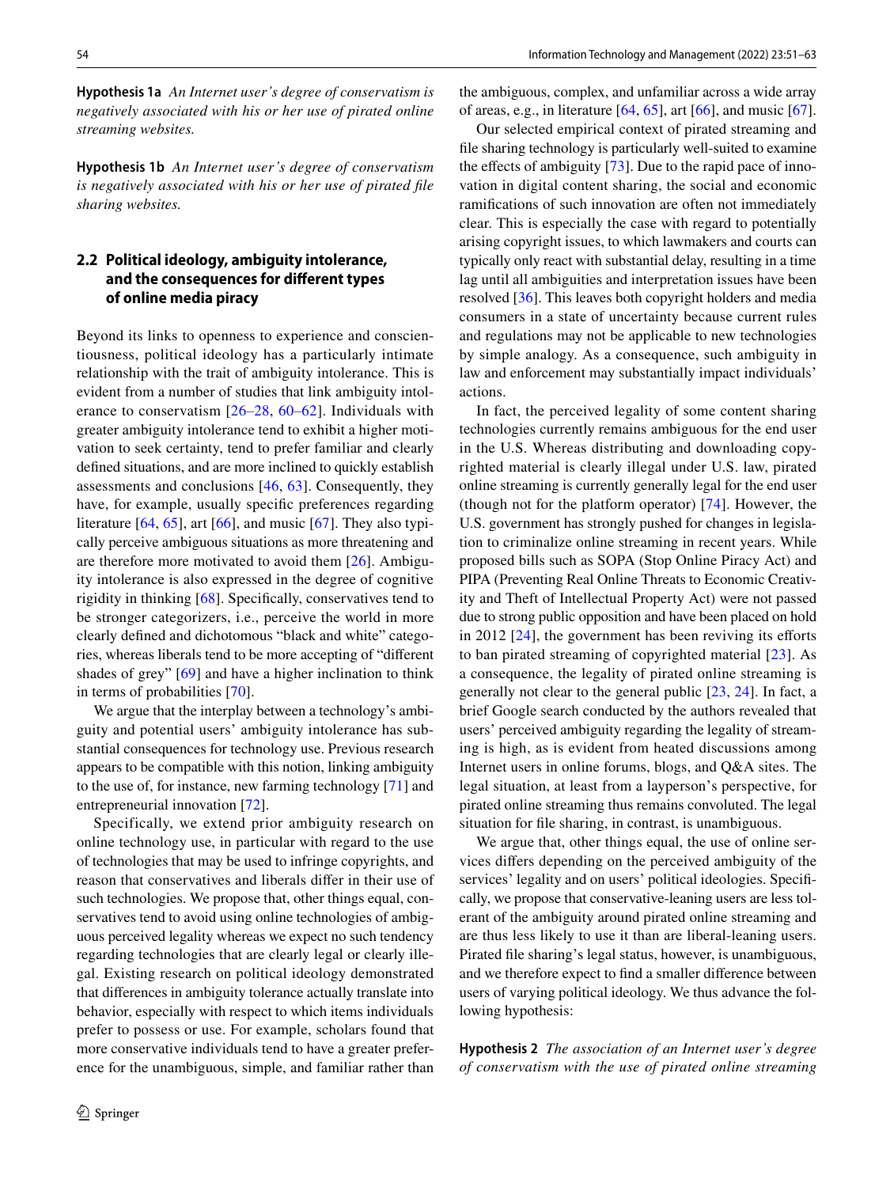**Hypothesis 1a** *An Internet user's degree of conservatism is negatively associated with his or her use of pirated online streaming websites.*

**Hypothesis 1b** *An Internet user's degree of conservatism is negatively associated with his or her use of pirated file sharing websites.*

### 2.2 Political ideology, ambiguity intolerance, and the consequences for different types of online media piracy

Beyond its links to openness to experience and conscientiousness, political ideology has a particularly intimate relationship with the trait of ambiguity intolerance. This is evident from a number of studies that link ambiguity intolerance to conservatism [26–28, 60–62]. Individuals with greater ambiguity intolerance tend to exhibit a higher motivation to seek certainty, tend to prefer familiar and clearly defined situations, and are more inclined to quickly establish assessments and conclusions [46, 63]. Consequently, they have, for example, usually specific preferences regarding literature [64, 65], art [66], and music [67]. They also typically perceive ambiguous situations as more threatening and are therefore more motivated to avoid them [26]. Ambiguity intolerance is also expressed in the degree of cognitive rigidity in thinking [68]. Specifically, conservatives tend to be stronger categorizers, i.e., perceive the world in more clearly defined and dichotomous "black and white" categories, whereas liberals tend to be more accepting of "different shades of grey" [69] and have a higher inclination to think in terms of probabilities [70].

We argue that the interplay between a technology's ambiguity and potential users' ambiguity intolerance has substantial consequences for technology use. Previous research appears to be compatible with this notion, linking ambiguity to the use of, for instance, new farming technology [71] and entrepreneurial innovation [72].

Specifically, we extend prior ambiguity research on online technology use, in particular with regard to the use of technologies that may be used to infringe copyrights, and reason that conservatives and liberals differ in their use of such technologies. We propose that, other things equal, conservatives tend to avoid using online technologies of ambiguous perceived legality whereas we expect no such tendency regarding technologies that are clearly legal or clearly illegal. Existing research on political ideology demonstrated that differences in ambiguity tolerance actually translate into behavior, especially with respect to which items individuals prefer to possess or use. For example, scholars found that more conservative individuals tend to have a greater preference for the unambiguous, simple, and familiar rather than the ambiguous, complex, and unfamiliar across a wide array of areas, e.g., in literature [64, 65], art [66], and music [67].

Our selected empirical context of pirated streaming and file sharing technology is particularly well-suited to examine the effects of ambiguity [73]. Due to the rapid pace of innovation in digital content sharing, the social and economic ramifications of such innovation are often not immediately clear. This is especially the case with regard to potentially arising copyright issues, to which lawmakers and courts can typically only react with substantial delay, resulting in a time lag until all ambiguities and interpretation issues have been resolved [36]. This leaves both copyright holders and media consumers in a state of uncertainty because current rules and regulations may not be applicable to new technologies by simple analogy. As a consequence, such ambiguity in law and enforcement may substantially impact individuals' actions.

In fact, the perceived legality of some content sharing technologies currently remains ambiguous for the end user in the U.S. Whereas distributing and downloading copyrighted material is clearly illegal under U.S. law, pirated online streaming is currently generally legal for the end user (though not for the platform operator) [74]. However, the U.S. government has strongly pushed for changes in legislation to criminalize online streaming in recent years. While proposed bills such as SOPA (Stop Online Piracy Act) and PIPA (Preventing Real Online Threats to Economic Creativity and Theft of Intellectual Property Act) were not passed due to strong public opposition and have been placed on hold in 2012 [24], the government has been reviving its efforts to ban pirated streaming of copyrighted material [23]. As a consequence, the legality of pirated online streaming is generally not clear to the general public [23, 24]. In fact, a brief Google search conducted by the authors revealed that users' perceived ambiguity regarding the legality of streaming is high, as is evident from heated discussions among Internet users in online forums, blogs, and Q&A sites. The legal situation, at least from a layperson's perspective, for pirated online streaming thus remains convoluted. The legal situation for file sharing, in contrast, is unambiguous.

We argue that, other things equal, the use of online services differs depending on the perceived ambiguity of the services' legality and on users' political ideologies. Specifically, we propose that conservative-leaning users are less tolerant of the ambiguity around pirated online streaming and are thus less likely to use it than are liberal-leaning users. Pirated file sharing's legal status, however, is unambiguous, and we therefore expect to find a smaller difference between users of varying political ideology. We thus advance the following hypothesis:

**Hypothesis 2** *The association of an Internet user's degree of conservatism with the use of pirated online streaming*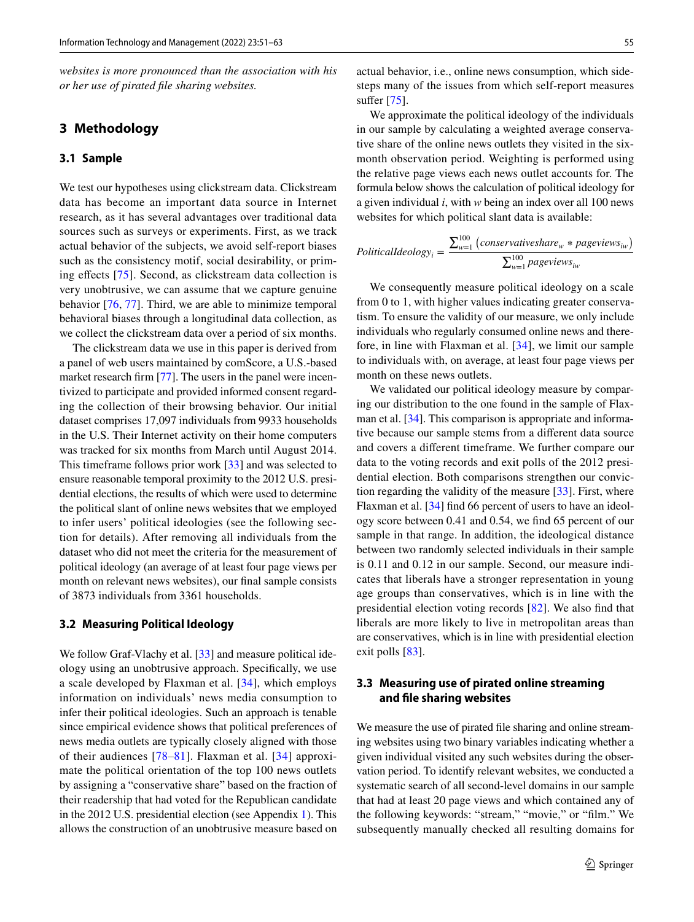*websites is more pronounced than the association with his or her use of pirated file sharing websites.*

## 3 Methodology

### 3.1 Sample

We test our hypotheses using clickstream data. Clickstream data has become an important data source in Internet research, as it has several advantages over traditional data sources such as surveys or experiments. First, as we track actual behavior of the subjects, we avoid self-report biases such as the consistency motif, social desirability, or priming effects [75]. Second, as clickstream data collection is very unobtrusive, we can assume that we capture genuine behavior [76, 77]. Third, we are able to minimize temporal behavioral biases through a longitudinal data collection, as we collect the clickstream data over a period of six months.

The clickstream data we use in this paper is derived from a panel of web users maintained by comScore, a U.S.-based market research firm [77]. The users in the panel were incentivized to participate and provided informed consent regarding the collection of their browsing behavior. Our initial dataset comprises 17,097 individuals from 9933 households in the U.S. Their Internet activity on their home computers was tracked for six months from March until August 2014. This timeframe follows prior work [33] and was selected to ensure reasonable temporal proximity to the 2012 U.S. presidential elections, the results of which were used to determine the political slant of online news websites that we employed to infer users' political ideologies (see the following section for details). After removing all individuals from the dataset who did not meet the criteria for the measurement of political ideology (an average of at least four page views per month on relevant news websites), our final sample consists of 3873 individuals from 3361 households.

### 3.2 Measuring Political Ideology

We follow Graf-Vlachy et al. [33] and measure political ideology using an unobtrusive approach. Specifically, we use a scale developed by Flaxman et al. [34], which employs information on individuals' news media consumption to infer their political ideologies. Such an approach is tenable since empirical evidence shows that political preferences of news media outlets are typically closely aligned with those of their audiences [78–81]. Flaxman et al. [34] approximate the political orientation of the top 100 news outlets by assigning a "conservative share" based on the fraction of their readership that had voted for the Republican candidate in the 2012 U.S. presidential election (see Appendix 1). This allows the construction of an unobtrusive measure based on actual behavior, i.e., online news consumption, which sidesteps many of the issues from which self-report measures suffer [75].

We approximate the political ideology of the individuals in our sample by calculating a weighted average conservative share of the online news outlets they visited in the six-month observation period. Weighting is performed using the relative page views each news outlet accounts for. The formula below shows the calculation of political ideology for a given individual $i$, with $w$ being an index over all 100 news websites for which political slant data is available:

$$PoliticalIdeology_i = \frac{\sum_{w=1}^{100} \left(conservativeshare_w * pageviews_{iw}\right)}{\sum_{w=1}^{100} pageviews_{iw}}$$

We consequently measure political ideology on a scale from 0 to 1, with higher values indicating greater conservatism. To ensure the validity of our measure, we only include individuals who regularly consumed online news and therefore, in line with Flaxman et al. [34], we limit our sample to individuals with, on average, at least four page views per month on these news outlets.

We validated our political ideology measure by comparing our distribution to the one found in the sample of Flaxman et al. [34]. This comparison is appropriate and informative because our sample stems from a different data source and covers a different timeframe. We further compare our data to the voting records and exit polls of the 2012 presidential election. Both comparisons strengthen our conviction regarding the validity of the measure [33]. First, where Flaxman et al. [34] find 66 percent of users to have an ideology score between 0.41 and 0.54, we find 65 percent of our sample in that range. In addition, the ideological distance between two randomly selected individuals in their sample is 0.11 and 0.12 in our sample. Second, our measure indicates that liberals have a stronger representation in young age groups than conservatives, which is in line with the presidential election voting records [82]. We also find that liberals are more likely to live in metropolitan areas than are conservatives, which is in line with presidential election exit polls [83].

### 3.3 Measuring use of pirated online streaming and file sharing websites

We measure the use of pirated file sharing and online streaming websites using two binary variables indicating whether a given individual visited any such websites during the observation period. To identify relevant websites, we conducted a systematic search of all second-level domains in our sample that had at least 20 page views and which contained any of the following keywords: "stream," "movie," or "film." We subsequently manually checked all resulting domains for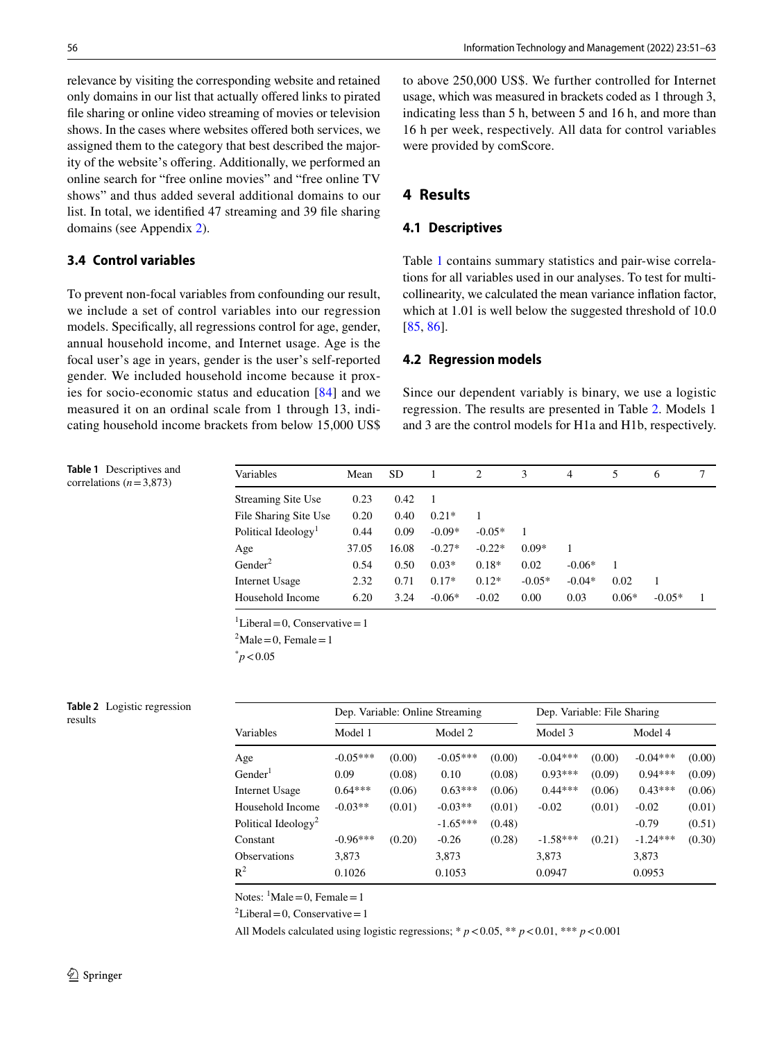relevance by visiting the corresponding website and retained only domains in our list that actually offered links to pirated file sharing or online video streaming of movies or television shows. In the cases where websites offered both services, we assigned them to the category that best described the majority of the website's offering. Additionally, we performed an online search for "free online movies" and "free online TV shows" and thus added several additional domains to our list. In total, we identified 47 streaming and 39 file sharing domains (see Appendix 2).

### 3.4 Control variables

To prevent non-focal variables from confounding our result, we include a set of control variables into our regression models. Specifically, all regressions control for age, gender, annual household income, and Internet usage. Age is the focal user's age in years, gender is the user's self-reported gender. We included household income because it proxies for socio-economic status and education [84] and we measured it on an ordinal scale from 1 through 13, indicating household income brackets from below 15,000 US$ to above 250,000 US$. We further controlled for Internet usage, which was measured in brackets coded as 1 through 3, indicating less than 5 h, between 5 and 16 h, and more than 16 h per week, respectively. All data for control variables were provided by comScore.

## 4 Results

### 4.1 Descriptives

Table 1 contains summary statistics and pair-wise correlations for all variables used in our analyses. To test for multicollinearity, we calculated the mean variance inflation factor, which at 1.01 is well below the suggested threshold of 10.0 [85, 86].

### 4.2 Regression models

Since our dependent variably is binary, we use a logistic regression. The results are presented in Table 2. Models 1 and 3 are the control models for H1a and H1b, respectively.

**Table 1** Descriptives and correlations ($n = 3{,}873$)

| Variables | Mean | SD | 1 | 2 | 3 | 4 | 5 | 6 | 7 |
|---|---|---|---|---|---|---|---|---|---|
| Streaming Site Use | 0.23 | 0.42 | 1 | | | | | | |
| File Sharing Site Use | 0.20 | 0.40 | 0.21* | 1 | | | | | |
| Political Ideology[1] | 0.44 | 0.09 | -0.09* | -0.05* | 1 | | | | |
| Age | 37.05 | 16.08 | -0.27* | -0.22* | 0.09* | 1 | | | |
| Gender[2] | 0.54 | 0.50 | 0.03* | 0.18* | 0.02 | -0.06* | 1 | | |
| Internet Usage | 2.32 | 0.71 | 0.17* | 0.12* | -0.05* | -0.04* | 0.02 | 1 | |
| Household Income | 6.20 | 3.24 | -0.06* | -0.02 | 0.00 | 0.03 | 0.06* | -0.05* | 1 |

[1]Liberal = 0, Conservative = 1

[2]Male = 0, Female = 1

*$p < 0.05$

**Table 2** Logistic regression results

| | Dep. Variable: Online Streaming | | | | Dep. Variable: File Sharing | | | |
|---|---|---|---|---|---|---|---|---|
| Variables | Model 1 | | Model 2 | | Model 3 | | Model 4 | |
| Age | -0.05*** | (0.00) | -0.05*** | (0.00) | -0.04*** | (0.00) | -0.04*** | (0.00) |
| Gender[1] | 0.09 | (0.08) | 0.10 | (0.08) | 0.93*** | (0.09) | 0.94*** | (0.09) |
| Internet Usage | 0.64*** | (0.06) | 0.63*** | (0.06) | 0.44*** | (0.06) | 0.43*** | (0.06) |
| Household Income | -0.03** | (0.01) | -0.03** | (0.01) | -0.02 | (0.01) | -0.02 | (0.01) |
| Political Ideology[2] | | | -1.65*** | (0.48) | | | -0.79 | (0.51) |
| Constant | -0.96*** | (0.20) | -0.26 | (0.28) | -1.58*** | (0.21) | -1.24*** | (0.30) |
| Observations | 3,873 | | 3,873 | | 3,873 | | 3,873 | |
| $R^2$ | 0.1026 | | 0.1053 | | 0.0947 | | 0.0953 | |

Notes: [1]Male = 0, Female = 1

[2]Liberal = 0, Conservative = 1

All Models calculated using logistic regressions; * $p < 0.05$, ** $p < 0.01$, *** $p < 0.001$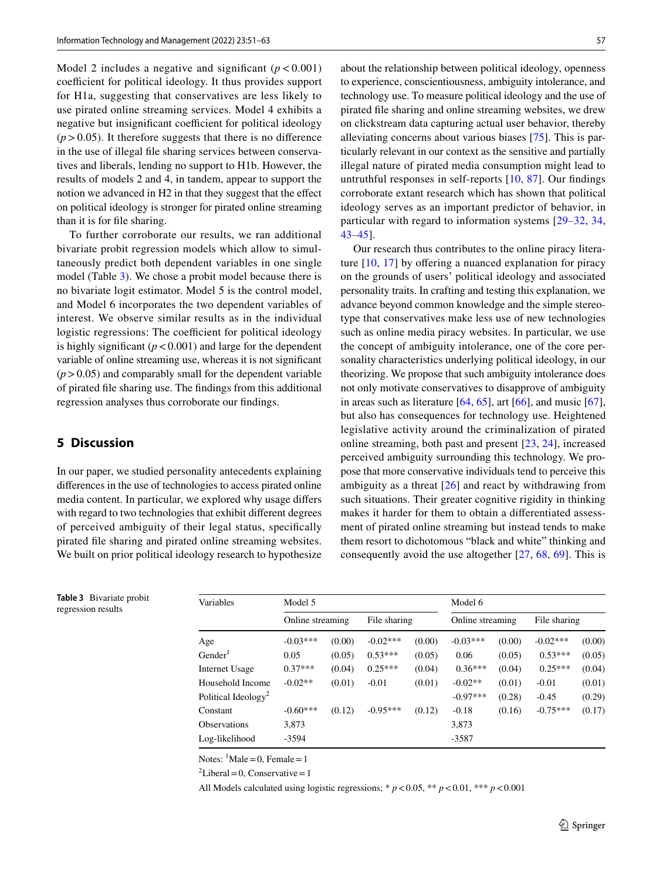Model 2 includes a negative and significant ($p < 0.001$) coefficient for political ideology. It thus provides support for H1a, suggesting that conservatives are less likely to use pirated online streaming services. Model 4 exhibits a negative but insignificant coefficient for political ideology ($p > 0.05$). It therefore suggests that there is no difference in the use of illegal file sharing services between conservatives and liberals, lending no support to H1b. However, the results of models 2 and 4, in tandem, appear to support the notion we advanced in H2 in that they suggest that the effect on political ideology is stronger for pirated online streaming than it is for file sharing.

To further corroborate our results, we ran additional bivariate probit regression models which allow to simultaneously predict both dependent variables in one single model (Table 3). We chose a probit model because there is no bivariate logit estimator. Model 5 is the control model, and Model 6 incorporates the two dependent variables of interest. We observe similar results as in the individual logistic regressions: The coefficient for political ideology is highly significant ($p < 0.001$) and large for the dependent variable of online streaming use, whereas it is not significant ($p > 0.05$) and comparably small for the dependent variable of pirated file sharing use. The findings from this additional regression analyses thus corroborate our findings.

## 5 Discussion

In our paper, we studied personality antecedents explaining differences in the use of technologies to access pirated online media content. In particular, we explored why usage differs with regard to two technologies that exhibit different degrees of perceived ambiguity of their legal status, specifically pirated file sharing and pirated online streaming websites. We built on prior political ideology research to hypothesize about the relationship between political ideology, openness to experience, conscientiousness, ambiguity intolerance, and technology use. To measure political ideology and the use of pirated file sharing and online streaming websites, we drew on clickstream data capturing actual user behavior, thereby alleviating concerns about various biases [75]. This is particularly relevant in our context as the sensitive and partially illegal nature of pirated media consumption might lead to untruthful responses in self-reports [10, 87]. Our findings corroborate extant research which has shown that political ideology serves as an important predictor of behavior, in particular with regard to information systems [29–32, 34, 43–45].

Our research thus contributes to the online piracy literature [10, 17] by offering a nuanced explanation for piracy on the grounds of users' political ideology and associated personality traits. In crafting and testing this explanation, we advance beyond common knowledge and the simple stereotype that conservatives make less use of new technologies such as online media piracy websites. In particular, we use the concept of ambiguity intolerance, one of the core personality characteristics underlying political ideology, in our theorizing. We propose that such ambiguity intolerance does not only motivate conservatives to disapprove of ambiguity in areas such as literature [64, 65], art [66], and music [67], but also has consequences for technology use. Heightened legislative activity around the criminalization of pirated online streaming, both past and present [23, 24], increased perceived ambiguity surrounding this technology. We propose that more conservative individuals tend to perceive this ambiguity as a threat [26] and react by withdrawing from such situations. Their greater cognitive rigidity in thinking makes it harder for them to obtain a differentiated assessment of pirated online streaming but instead tends to make them resort to dichotomous "black and white" thinking and consequently avoid the use altogether [27, 68, 69]. This is

**Table 3** Bivariate probit regression results

| Variables | Model 5 | | | | Model 6 | | | |
|---|---|---|---|---|---|---|---|---|
| | Online streaming | | File sharing | | Online streaming | | File sharing | |
| Age | -0.03*** | (0.00) | -0.02*** | (0.00) | -0.03*** | (0.00) | -0.02*** | (0.00) |
| Gender[1] | 0.05 | (0.05) | 0.53*** | (0.05) | 0.06 | (0.05) | 0.53*** | (0.05) |
| Internet Usage | 0.37*** | (0.04) | 0.25*** | (0.04) | 0.36*** | (0.04) | 0.25*** | (0.04) |
| Household Income | -0.02** | (0.01) | -0.01 | (0.01) | -0.02** | (0.01) | -0.01 | (0.01) |
| Political Ideology[2] | | | | | -0.97*** | (0.28) | -0.45 | (0.29) |
| Constant | -0.60*** | (0.12) | -0.95*** | (0.12) | -0.18 | (0.16) | -0.75*** | (0.17) |
| Observations | 3,873 | | | | 3,873 | | | |
| Log-likelihood | -3594 | | | | -3587 | | | |

Notes: [1]Male = 0, Female = 1

[2]Liberal = 0, Conservative = 1

All Models calculated using logistic regressions; * $p < 0.05$, ** $p < 0.01$, *** $p < 0.001$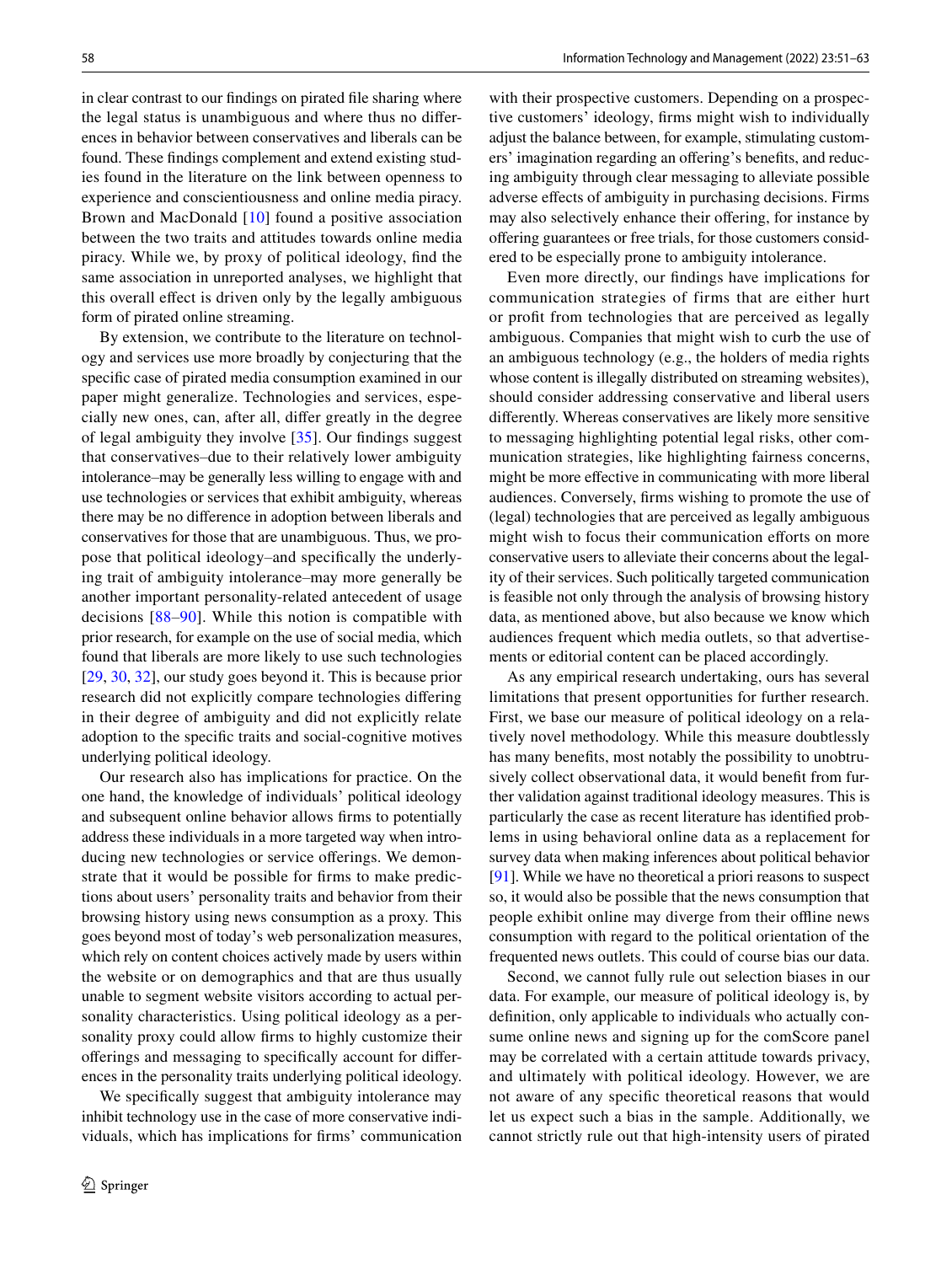in clear contrast to our findings on pirated file sharing where the legal status is unambiguous and where thus no differences in behavior between conservatives and liberals can be found. These findings complement and extend existing studies found in the literature on the link between openness to experience and conscientiousness and online media piracy. Brown and MacDonald [10] found a positive association between the two traits and attitudes towards online media piracy. While we, by proxy of political ideology, find the same association in unreported analyses, we highlight that this overall effect is driven only by the legally ambiguous form of pirated online streaming.

By extension, we contribute to the literature on technology and services use more broadly by conjecturing that the specific case of pirated media consumption examined in our paper might generalize. Technologies and services, especially new ones, can, after all, differ greatly in the degree of legal ambiguity they involve [35]. Our findings suggest that conservatives–due to their relatively lower ambiguity intolerance–may be generally less willing to engage with and use technologies or services that exhibit ambiguity, whereas there may be no difference in adoption between liberals and conservatives for those that are unambiguous. Thus, we propose that political ideology–and specifically the underlying trait of ambiguity intolerance–may more generally be another important personality-related antecedent of usage decisions [88–90]. While this notion is compatible with prior research, for example on the use of social media, which found that liberals are more likely to use such technologies [29, 30, 32], our study goes beyond it. This is because prior research did not explicitly compare technologies differing in their degree of ambiguity and did not explicitly relate adoption to the specific traits and social-cognitive motives underlying political ideology.

Our research also has implications for practice. On the one hand, the knowledge of individuals' political ideology and subsequent online behavior allows firms to potentially address these individuals in a more targeted way when introducing new technologies or service offerings. We demonstrate that it would be possible for firms to make predictions about users' personality traits and behavior from their browsing history using news consumption as a proxy. This goes beyond most of today's web personalization measures, which rely on content choices actively made by users within the website or on demographics and that are thus usually unable to segment website visitors according to actual personality characteristics. Using political ideology as a personality proxy could allow firms to highly customize their offerings and messaging to specifically account for differences in the personality traits underlying political ideology.

We specifically suggest that ambiguity intolerance may inhibit technology use in the case of more conservative individuals, which has implications for firms' communication with their prospective customers. Depending on a prospective customers' ideology, firms might wish to individually adjust the balance between, for example, stimulating customers' imagination regarding an offering's benefits, and reducing ambiguity through clear messaging to alleviate possible adverse effects of ambiguity in purchasing decisions. Firms may also selectively enhance their offering, for instance by offering guarantees or free trials, for those customers considered to be especially prone to ambiguity intolerance.

Even more directly, our findings have implications for communication strategies of firms that are either hurt or profit from technologies that are perceived as legally ambiguous. Companies that might wish to curb the use of an ambiguous technology (e.g., the holders of media rights whose content is illegally distributed on streaming websites), should consider addressing conservative and liberal users differently. Whereas conservatives are likely more sensitive to messaging highlighting potential legal risks, other communication strategies, like highlighting fairness concerns, might be more effective in communicating with more liberal audiences. Conversely, firms wishing to promote the use of (legal) technologies that are perceived as legally ambiguous might wish to focus their communication efforts on more conservative users to alleviate their concerns about the legality of their services. Such politically targeted communication is feasible not only through the analysis of browsing history data, as mentioned above, but also because we know which audiences frequent which media outlets, so that advertisements or editorial content can be placed accordingly.

As any empirical research undertaking, ours has several limitations that present opportunities for further research. First, we base our measure of political ideology on a relatively novel methodology. While this measure doubtlessly has many benefits, most notably the possibility to unobtrusively collect observational data, it would benefit from further validation against traditional ideology measures. This is particularly the case as recent literature has identified problems in using behavioral online data as a replacement for survey data when making inferences about political behavior [91]. While we have no theoretical a priori reasons to suspect so, it would also be possible that the news consumption that people exhibit online may diverge from their offline news consumption with regard to the political orientation of the frequented news outlets. This could of course bias our data.

Second, we cannot fully rule out selection biases in our data. For example, our measure of political ideology is, by definition, only applicable to individuals who actually consume online news and signing up for the comScore panel may be correlated with a certain attitude towards privacy, and ultimately with political ideology. However, we are not aware of any specific theoretical reasons that would let us expect such a bias in the sample. Additionally, we cannot strictly rule out that high-intensity users of pirated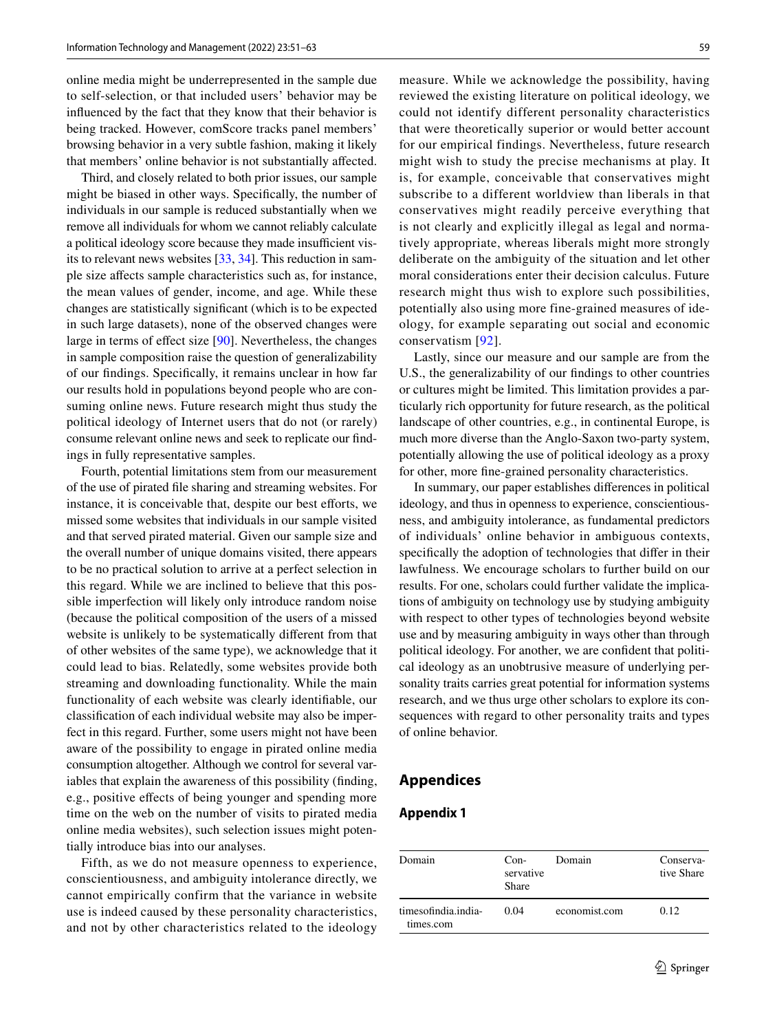online media might be underrepresented in the sample due to self-selection, or that included users' behavior may be influenced by the fact that they know that their behavior is being tracked. However, comScore tracks panel members' browsing behavior in a very subtle fashion, making it likely that members' online behavior is not substantially affected.

Third, and closely related to both prior issues, our sample might be biased in other ways. Specifically, the number of individuals in our sample is reduced substantially when we remove all individuals for whom we cannot reliably calculate a political ideology score because they made insufficient visits to relevant news websites [33, 34]. This reduction in sample size affects sample characteristics such as, for instance, the mean values of gender, income, and age. While these changes are statistically significant (which is to be expected in such large datasets), none of the observed changes were large in terms of effect size [90]. Nevertheless, the changes in sample composition raise the question of generalizability of our findings. Specifically, it remains unclear in how far our results hold in populations beyond people who are consuming online news. Future research might thus study the political ideology of Internet users that do not (or rarely) consume relevant online news and seek to replicate our findings in fully representative samples.

Fourth, potential limitations stem from our measurement of the use of pirated file sharing and streaming websites. For instance, it is conceivable that, despite our best efforts, we missed some websites that individuals in our sample visited and that served pirated material. Given our sample size and the overall number of unique domains visited, there appears to be no practical solution to arrive at a perfect selection in this regard. While we are inclined to believe that this possible imperfection will likely only introduce random noise (because the political composition of the users of a missed website is unlikely to be systematically different from that of other websites of the same type), we acknowledge that it could lead to bias. Relatedly, some websites provide both streaming and downloading functionality. While the main functionality of each website was clearly identifiable, our classification of each individual website may also be imperfect in this regard. Further, some users might not have been aware of the possibility to engage in pirated online media consumption altogether. Although we control for several variables that explain the awareness of this possibility (finding, e.g., positive effects of being younger and spending more time on the web on the number of visits to pirated media online media websites), such selection issues might potentially introduce bias into our analyses.

Fifth, as we do not measure openness to experience, conscientiousness, and ambiguity intolerance directly, we cannot empirically confirm that the variance in website use is indeed caused by these personality characteristics, and not by other characteristics related to the ideology measure. While we acknowledge the possibility, having reviewed the existing literature on political ideology, we could not identify different personality characteristics that were theoretically superior or would better account for our empirical findings. Nevertheless, future research might wish to study the precise mechanisms at play. It is, for example, conceivable that conservatives might subscribe to a different worldview than liberals in that conservatives might readily perceive everything that is not clearly and explicitly illegal as legal and normatively appropriate, whereas liberals might more strongly deliberate on the ambiguity of the situation and let other moral considerations enter their decision calculus. Future research might thus wish to explore such possibilities, potentially also using more fine-grained measures of ideology, for example separating out social and economic conservatism [92].

Lastly, since our measure and our sample are from the U.S., the generalizability of our findings to other countries or cultures might be limited. This limitation provides a particularly rich opportunity for future research, as the political landscape of other countries, e.g., in continental Europe, is much more diverse than the Anglo-Saxon two-party system, potentially allowing the use of political ideology as a proxy for other, more fine-grained personality characteristics.

In summary, our paper establishes differences in political ideology, and thus in openness to experience, conscientiousness, and ambiguity intolerance, as fundamental predictors of individuals' online behavior in ambiguous contexts, specifically the adoption of technologies that differ in their lawfulness. We encourage scholars to further build on our results. For one, scholars could further validate the implications of ambiguity on technology use by studying ambiguity with respect to other types of technologies beyond website use and by measuring ambiguity in ways other than through political ideology. For another, we are confident that political ideology as an unobtrusive measure of underlying personality traits carries great potential for information systems research, and we thus urge other scholars to explore its consequences with regard to other personality traits and types of online behavior.

## Appendices

### Appendix 1

| Domain | Conservative Share | Domain | Conservative Share |
|---|---|---|---|
| timesofindia.indiatimes.com | 0.04 | economist.com | 0.12 |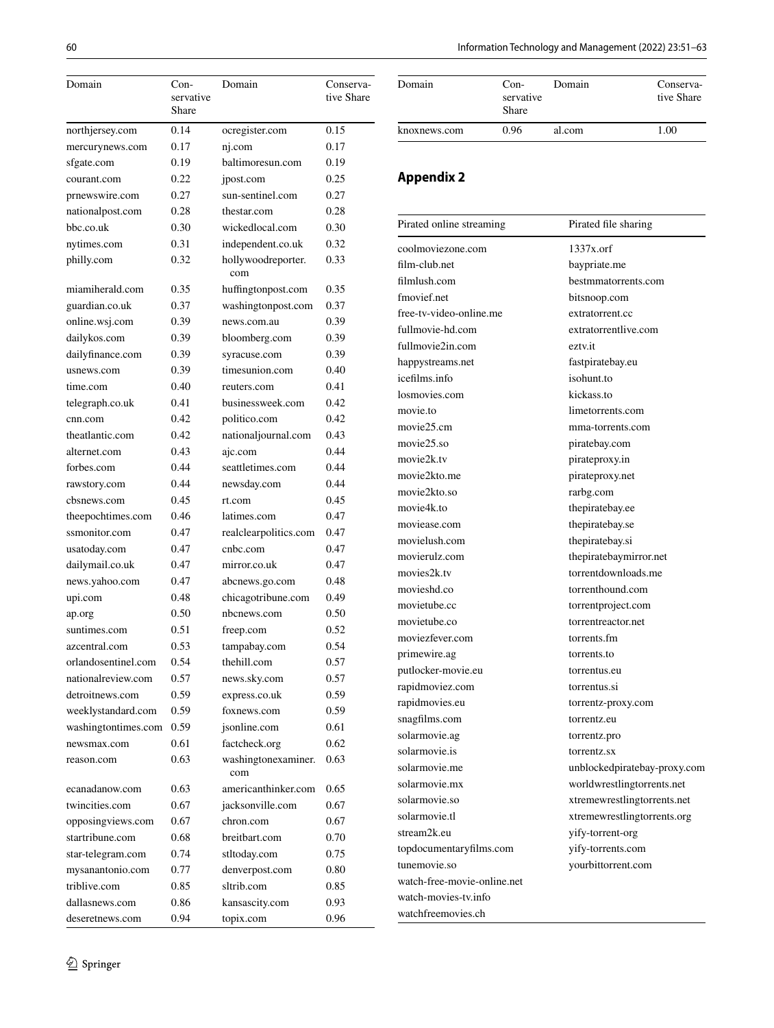| Domain | Conservative Share | Domain | Conservative Share |
|---|---|---|---|
| northjersey.com | 0.14 | ocregister.com | 0.15 |
| mercurynews.com | 0.17 | nj.com | 0.17 |
| sfgate.com | 0.19 | baltimoresun.com | 0.19 |
| courant.com | 0.22 | jpost.com | 0.25 |
| prnewswire.com | 0.27 | sun-sentinel.com | 0.27 |
| nationalpost.com | 0.28 | thestar.com | 0.28 |
| bbc.co.uk | 0.30 | wickedlocal.com | 0.30 |
| nytimes.com | 0.31 | independent.co.uk | 0.32 |
| philly.com | 0.32 | hollywoodreporter.com | 0.33 |
| miamiherald.com | 0.35 | huffingtonpost.com | 0.35 |
| guardian.co.uk | 0.37 | washingtonpost.com | 0.37 |
| online.wsj.com | 0.39 | news.com.au | 0.39 |
| dailykos.com | 0.39 | bloomberg.com | 0.39 |
| dailyfinance.com | 0.39 | syracuse.com | 0.39 |
| usnews.com | 0.39 | timesunion.com | 0.40 |
| time.com | 0.40 | reuters.com | 0.41 |
| telegraph.co.uk | 0.41 | businessweek.com | 0.42 |
| cnn.com | 0.42 | politico.com | 0.42 |
| theatlantic.com | 0.42 | nationaljournal.com | 0.43 |
| alternet.com | 0.43 | ajc.com | 0.44 |
| forbes.com | 0.44 | seattletimes.com | 0.44 |
| rawstory.com | 0.44 | newsday.com | 0.44 |
| cbsnews.com | 0.45 | rt.com | 0.45 |
| theepochtimes.com | 0.46 | latimes.com | 0.47 |
| ssmonitor.com | 0.47 | realclearpolitics.com | 0.47 |
| usatoday.com | 0.47 | cnbc.com | 0.47 |
| dailymail.co.uk | 0.47 | mirror.co.uk | 0.47 |
| news.yahoo.com | 0.47 | abcnews.go.com | 0.48 |
| upi.com | 0.48 | chicagotribune.com | 0.49 |
| ap.org | 0.50 | nbcnews.com | 0.50 |
| suntimes.com | 0.51 | freep.com | 0.52 |
| azcentral.com | 0.53 | tampabay.com | 0.54 |
| orlandosentinel.com | 0.54 | thehill.com | 0.57 |
| nationalreview.com | 0.57 | news.sky.com | 0.57 |
| detroitnews.com | 0.59 | express.co.uk | 0.59 |
| weeklystandard.com | 0.59 | foxnews.com | 0.59 |
| washingtontimes.com | 0.59 | jsonline.com | 0.61 |
| newsmax.com | 0.61 | factcheck.org | 0.62 |
| reason.com | 0.63 | washingtonexaminer.com | 0.63 |
| ecanadanow.com | 0.63 | americanthinker.com | 0.65 |
| twincities.com | 0.67 | jacksonville.com | 0.67 |
| opposingviews.com | 0.67 | chron.com | 0.67 |
| startribune.com | 0.68 | breitbart.com | 0.70 |
| star-telegram.com | 0.74 | stltoday.com | 0.75 |
| mysanantonio.com | 0.77 | denverpost.com | 0.80 |
| triblive.com | 0.85 | sltrib.com | 0.85 |
| dallasnews.com | 0.86 | kansascity.com | 0.93 |
| deseretnews.com | 0.94 | topix.com | 0.96 |
| knoxnews.com | 0.96 | al.com | 1.00 |

## Appendix 2

| Pirated online streaming | Pirated file sharing |
|---|---|
| coolmoviezone.com | 1337x.orf |
| film-club.net | baypriate.me |
| filmlush.com | bestmmatorrents.com |
| fmovief.net | bitsnoop.com |
| free-tv-video-online.me | extratorrent.cc |
| fullmovie-hd.com | extratorrentlive.com |
| fullmovie2in.com | eztv.it |
| happystreams.net | fastpiratebay.eu |
| icefilms.info | isohunt.to |
| losmovies.com | kickass.to |
| movie.to | limetorrents.com |
| movie25.cm | mma-torrents.com |
| movie25.so | piratebay.com |
| movie2k.tv | pirateproxy.in |
| movie2kto.me | pirateproxy.net |
| movie2kto.so | rarbg.com |
| movie4k.to | thepiratebay.ee |
| moviease.com | thepiratebay.se |
| movielush.com | thepiratebay.si |
| movierulz.com | thepiratebaymirror.net |
| movies2k.tv | torrentdownloads.me |
| movieshd.co | torrenthound.com |
| movietube.cc | torrentproject.com |
| movietube.co | torrentreactor.net |
| moviezfever.com | torrents.fm |
| primewire.ag | torrents.to |
| putlocker-movie.eu | torrentus.eu |
| rapidmoviez.com | torrentus.si |
| rapidmovies.eu | torrentz-proxy.com |
| snagfilms.com | torrentz.eu |
| solarmovie.ag | torrentz.pro |
| solarmovie.is | torrentz.sx |
| solarmovie.me | unblockedpiratebay-proxy.com |
| solarmovie.mx | worldwrestlingtorrents.net |
| solarmovie.so | xtremewrestlingtorrents.net |
| solarmovie.tl | xtremewrestlingtorrents.org |
| stream2k.eu | yify-torrent-org |
| topdocumentaryfilms.com | yify-torrents.com |
| tunemovie.so | yourbittorrent.com |
| watch-free-movie-online.net | |
| watch-movies-tv.info | |
| watchfreemovies.ch | |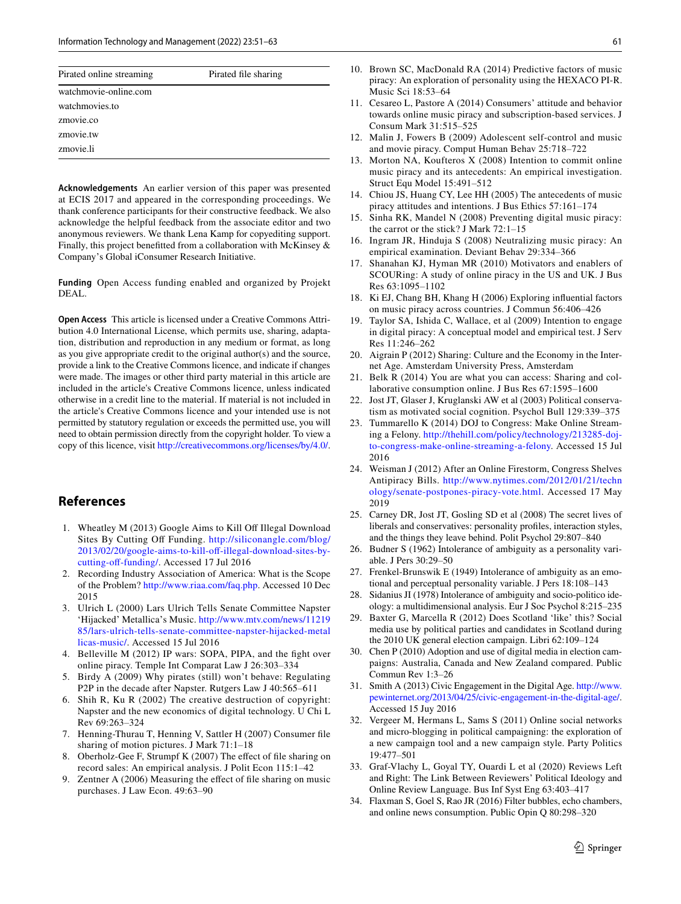| Pirated online streaming | Pirated file sharing |
|---|---|
| watchmovie-online.com | |
| watchmovies.to | |
| zmovie.co | |
| zmovie.tw | |
| zmovie.li | |

**Acknowledgements** An earlier version of this paper was presented at ECIS 2017 and appeared in the corresponding proceedings. We thank conference participants for their constructive feedback. We also acknowledge the helpful feedback from the associate editor and two anonymous reviewers. We thank Lena Kamp for copyediting support. Finally, this project benefitted from a collaboration with McKinsey & Company's Global iConsumer Research Initiative.

**Funding** Open Access funding enabled and organized by Projekt DEAL.

**Open Access** This article is licensed under a Creative Commons Attribution 4.0 International License, which permits use, sharing, adaptation, distribution and reproduction in any medium or format, as long as you give appropriate credit to the original author(s) and the source, provide a link to the Creative Commons licence, and indicate if changes were made. The images or other third party material in this article are included in the article's Creative Commons licence, unless indicated otherwise in a credit line to the material. If material is not included in the article's Creative Commons licence and your intended use is not permitted by statutory regulation or exceeds the permitted use, you will need to obtain permission directly from the copyright holder. To view a copy of this licence, visit http://creativecommons.org/licenses/by/4.0/.

## References

1. Wheatley M (2013) Google Aims to Kill Off Illegal Download Sites By Cutting Off Funding. http://siliconangle.com/blog/2013/02/20/google-aims-to-kill-off-illegal-download-sites-by-cutting-off-funding/. Accessed 17 Jul 2016
2. Recording Industry Association of America: What is the Scope of the Problem? http://www.riaa.com/faq.php. Accessed 10 Dec 2015
3. Ulrich L (2000) Lars Ulrich Tells Senate Committee Napster 'Hijacked' Metallica's Music. http://www.mtv.com/news/1121985/lars-ulrich-tells-senate-committee-napster-hijacked-metallicas-music/. Accessed 15 Jul 2016
4. Belleville M (2012) IP wars: SOPA, PIPA, and the fight over online piracy. Temple Int Comparat Law J 26:303–334
5. Birdy A (2009) Why pirates (still) won't behave: Regulating P2P in the decade after Napster. Rutgers Law J 40:565–611
6. Shih R, Ku R (2002) The creative destruction of copyright: Napster and the new economics of digital technology. U Chi L Rev 69:263–324
7. Henning-Thurau T, Henning V, Sattler H (2007) Consumer file sharing of motion pictures. J Mark 71:1–18
8. Oberholz-Gee F, Strumpf K (2007) The effect of file sharing on record sales: An empirical analysis. J Polit Econ 115:1–42
9. Zentner A (2006) Measuring the effect of file sharing on music purchases. J Law Econ. 49:63–90
10. Brown SC, MacDonald RA (2014) Predictive factors of music piracy: An exploration of personality using the HEXACO PI-R. Music Sci 18:53–64
11. Cesareo L, Pastore A (2014) Consumers' attitude and behavior towards online music piracy and subscription-based services. J Consum Mark 31:515–525
12. Malin J, Fowers B (2009) Adolescent self-control and music and movie piracy. Comput Human Behav 25:718–722
13. Morton NA, Koufteros X (2008) Intention to commit online music piracy and its antecedents: An empirical investigation. Struct Equ Model 15:491–512
14. Chiou JS, Huang CY, Lee HH (2005) The antecedents of music piracy attitudes and intentions. J Bus Ethics 57:161–174
15. Sinha RK, Mandel N (2008) Preventing digital music piracy: the carrot or the stick? J Mark 72:1–15
16. Ingram JR, Hinduja S (2008) Neutralizing music piracy: An empirical examination. Deviant Behav 29:334–366
17. Shanahan KJ, Hyman MR (2010) Motivators and enablers of SCOURing: A study of online piracy in the US and UK. J Bus Res 63:1095–1102
18. Ki EJ, Chang BH, Khang H (2006) Exploring influential factors on music piracy across countries. J Commun 56:406–426
19. Taylor SA, Ishida C, Wallace, et al (2009) Intention to engage in digital piracy: A conceptual model and empirical test. J Serv Res 11:246–262
20. Aigrain P (2012) Sharing: Culture and the Economy in the Internet Age. Amsterdam University Press, Amsterdam
21. Belk R (2014) You are what you can access: Sharing and collaborative consumption online. J Bus Res 67:1595–1600
22. Jost JT, Glaser J, Kruglanski AW et al (2003) Political conservatism as motivated social cognition. Psychol Bull 129:339–375
23. Tummarello K (2014) DOJ to Congress: Make Online Streaming a Felony. http://thehill.com/policy/technology/213285-doj-to-congress-make-online-streaming-a-felony. Accessed 15 Jul 2016
24. Weisman J (2012) After an Online Firestorm, Congress Shelves Antipiracy Bills. http://www.nytimes.com/2012/01/21/technology/senate-postpones-piracy-vote.html. Accessed 17 May 2019
25. Carney DR, Jost JT, Gosling SD et al (2008) The secret lives of liberals and conservatives: personality profiles, interaction styles, and the things they leave behind. Polit Psychol 29:807–840
26. Budner S (1962) Intolerance of ambiguity as a personality variable. J Pers 30:29–50
27. Frenkel-Brunswik E (1949) Intolerance of ambiguity as an emotional and perceptual personality variable. J Pers 18:108–143
28. Sidanius JI (1978) Intolerance of ambiguity and socio-politico ideology: a multidimensional analysis. Eur J Soc Psychol 8:215–235
29. Baxter G, Marcella R (2012) Does Scotland 'like' this? Social media use by political parties and candidates in Scotland during the 2010 UK general election campaign. Libri 62:109–124
30. Chen P (2010) Adoption and use of digital media in election campaigns: Australia, Canada and New Zealand compared. Public Commun Rev 1:3–26
31. Smith A (2013) Civic Engagement in the Digital Age. http://www.pewinternet.org/2013/04/25/civic-engagement-in-the-digital-age/. Accessed 15 Juy 2016
32. Vergeer M, Hermans L, Sams S (2011) Online social networks and micro-blogging in political campaigning: the exploration of a new campaign tool and a new campaign style. Party Politics 19:477–501
33. Graf-Vlachy L, Goyal TY, Ouardi L et al (2020) Reviews Left and Right: The Link Between Reviewers' Political Ideology and Online Review Language. Bus Inf Syst Eng 63:403–417
34. Flaxman S, Goel S, Rao JR (2016) Filter bubbles, echo chambers, and online news consumption. Public Opin Q 80:298–320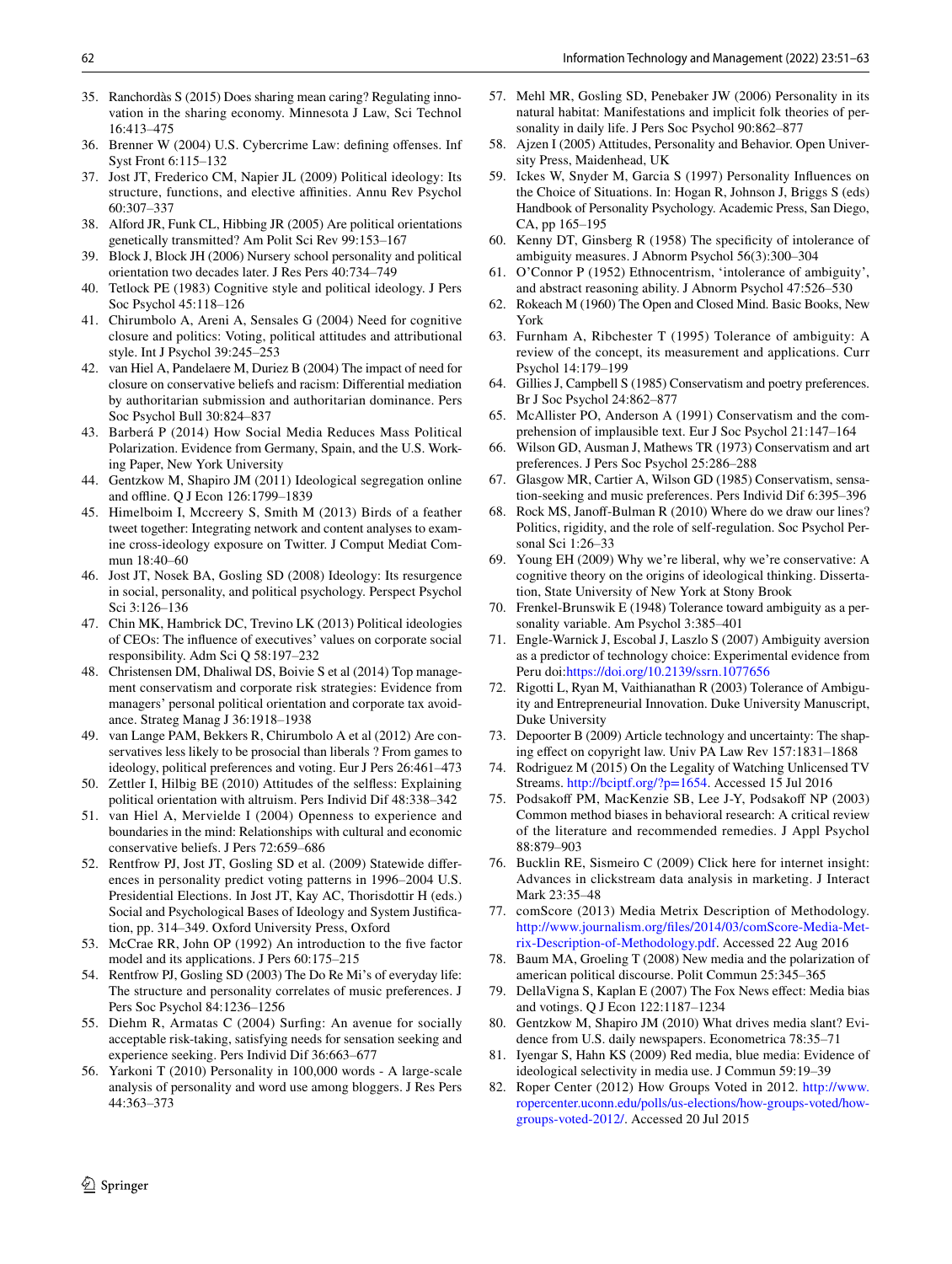35. Ranchordàs S (2015) Does sharing mean caring? Regulating innovation in the sharing economy. Minnesota J Law, Sci Technol 16:413–475
36. Brenner W (2004) U.S. Cybercrime Law: defining offenses. Inf Syst Front 6:115–132
37. Jost JT, Frederico CM, Napier JL (2009) Political ideology: Its structure, functions, and elective affinities. Annu Rev Psychol 60:307–337
38. Alford JR, Funk CL, Hibbing JR (2005) Are political orientations genetically transmitted? Am Polit Sci Rev 99:153–167
39. Block J, Block JH (2006) Nursery school personality and political orientation two decades later. J Res Pers 40:734–749
40. Tetlock PE (1983) Cognitive style and political ideology. J Pers Soc Psychol 45:118–126
41. Chirumbolo A, Areni A, Sensales G (2004) Need for cognitive closure and politics: Voting, political attitudes and attributional style. Int J Psychol 39:245–253
42. van Hiel A, Pandelaere M, Duriez B (2004) The impact of need for closure on conservative beliefs and racism: Differential mediation by authoritarian submission and authoritarian dominance. Pers Soc Psychol Bull 30:824–837
43. Barberá P (2014) How Social Media Reduces Mass Political Polarization. Evidence from Germany, Spain, and the U.S. Working Paper, New York University
44. Gentzkow M, Shapiro JM (2011) Ideological segregation online and offline. Q J Econ 126:1799–1839
45. Himelboim I, Mccreery S, Smith M (2013) Birds of a feather tweet together: Integrating network and content analyses to examine cross-ideology exposure on Twitter. J Comput Mediat Commun 18:40–60
46. Jost JT, Nosek BA, Gosling SD (2008) Ideology: Its resurgence in social, personality, and political psychology. Perspect Psychol Sci 3:126–136
47. Chin MK, Hambrick DC, Trevino LK (2013) Political ideologies of CEOs: The influence of executives' values on corporate social responsibility. Adm Sci Q 58:197–232
48. Christensen DM, Dhaliwal DS, Boivie S et al (2014) Top management conservatism and corporate risk strategies: Evidence from managers' personal political orientation and corporate tax avoidance. Strateg Manag J 36:1918–1938
49. van Lange PAM, Bekkers R, Chirumbolo A et al (2012) Are conservatives less likely to be prosocial than liberals ? From games to ideology, political preferences and voting. Eur J Pers 26:461–473
50. Zettler I, Hilbig BE (2010) Attitudes of the selfless: Explaining political orientation with altruism. Pers Individ Dif 48:338–342
51. van Hiel A, Mervielde I (2004) Openness to experience and boundaries in the mind: Relationships with cultural and economic conservative beliefs. J Pers 72:659–686
52. Rentfrow PJ, Jost JT, Gosling SD et al. (2009) Statewide differences in personality predict voting patterns in 1996–2004 U.S. Presidential Elections. In Jost JT, Kay AC, Thorisdottir H (eds.) Social and Psychological Bases of Ideology and System Justification, pp. 314–349. Oxford University Press, Oxford
53. McCrae RR, John OP (1992) An introduction to the five factor model and its applications. J Pers 60:175–215
54. Rentfrow PJ, Gosling SD (2003) The Do Re Mi's of everyday life: The structure and personality correlates of music preferences. J Pers Soc Psychol 84:1236–1256
55. Diehm R, Armatas C (2004) Surfing: An avenue for socially acceptable risk-taking, satisfying needs for sensation seeking and experience seeking. Pers Individ Dif 36:663–677
56. Yarkoni T (2010) Personality in 100,000 words - A large-scale analysis of personality and word use among bloggers. J Res Pers 44:363–373
57. Mehl MR, Gosling SD, Penebaker JW (2006) Personality in its natural habitat: Manifestations and implicit folk theories of personality in daily life. J Pers Soc Psychol 90:862–877
58. Ajzen I (2005) Attitudes, Personality and Behavior. Open University Press, Maidenhead, UK
59. Ickes W, Snyder M, Garcia S (1997) Personality Influences on the Choice of Situations. In: Hogan R, Johnson J, Briggs S (eds) Handbook of Personality Psychology. Academic Press, San Diego, CA, pp 165–195
60. Kenny DT, Ginsberg R (1958) The specificity of intolerance of ambiguity measures. J Abnorm Psychol 56(3):300–304
61. O'Connor P (1952) Ethnocentrism, 'intolerance of ambiguity', and abstract reasoning ability. J Abnorm Psychol 47:526–530
62. Rokeach M (1960) The Open and Closed Mind. Basic Books, New York
63. Furnham A, Ribchester T (1995) Tolerance of ambiguity: A review of the concept, its measurement and applications. Curr Psychol 14:179–199
64. Gillies J, Campbell S (1985) Conservatism and poetry preferences. Br J Soc Psychol 24:862–877
65. McAllister PO, Anderson A (1991) Conservatism and the comprehension of implausible text. Eur J Soc Psychol 21:147–164
66. Wilson GD, Ausman J, Mathews TR (1973) Conservatism and art preferences. J Pers Soc Psychol 25:286–288
67. Glasgow MR, Cartier A, Wilson GD (1985) Conservatism, sensation-seeking and music preferences. Pers Individ Dif 6:395–396
68. Rock MS, Janoff-Bulman R (2010) Where do we draw our lines? Politics, rigidity, and the role of self-regulation. Soc Psychol Personal Sci 1:26–33
69. Young EH (2009) Why we're liberal, why we're conservative: A cognitive theory on the origins of ideological thinking. Dissertation, State University of New York at Stony Brook
70. Frenkel-Brunswik E (1948) Tolerance toward ambiguity as a personality variable. Am Psychol 3:385–401
71. Engle-Warnick J, Escobal J, Laszlo S (2007) Ambiguity aversion as a predictor of technology choice: Experimental evidence from Peru doi:https://doi.org/10.2139/ssrn.1077656
72. Rigotti L, Ryan M, Vaithianathan R (2003) Tolerance of Ambiguity and Entrepreneurial Innovation. Duke University Manuscript, Duke University
73. Depoorter B (2009) Article technology and uncertainty: The shaping effect on copyright law. Univ PA Law Rev 157:1831–1868
74. Rodriguez M (2015) On the Legality of Watching Unlicensed TV Streams. http://bciptf.org/?p=1654. Accessed 15 Jul 2016
75. Podsakoff PM, MacKenzie SB, Lee J-Y, Podsakoff NP (2003) Common method biases in behavioral research: A critical review of the literature and recommended remedies. J Appl Psychol 88:879–903
76. Bucklin RE, Sismeiro C (2009) Click here for internet insight: Advances in clickstream data analysis in marketing. J Interact Mark 23:35–48
77. comScore (2013) Media Metrix Description of Methodology. http://www.journalism.org/files/2014/03/comScore-Media-Metrix-Description-of-Methodology.pdf. Accessed 22 Aug 2016
78. Baum MA, Groeling T (2008) New media and the polarization of american political discourse. Polit Commun 25:345–365
79. DellaVigna S, Kaplan E (2007) The Fox News effect: Media bias and votings. Q J Econ 122:1187–1234
80. Gentzkow M, Shapiro JM (2010) What drives media slant? Evidence from U.S. daily newspapers. Econometrica 78:35–71
81. Iyengar S, Hahn KS (2009) Red media, blue media: Evidence of ideological selectivity in media use. J Commun 59:19–39
82. Roper Center (2012) How Groups Voted in 2012. http://www.ropercenter.uconn.edu/polls/us-elections/how-groups-voted/how-groups-voted-2012/. Accessed 20 Jul 2015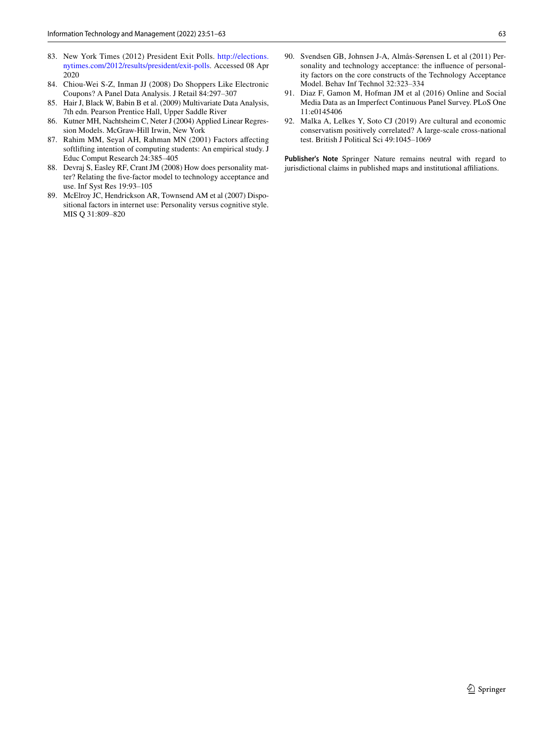83. New York Times (2012) President Exit Polls. http://elections.nytimes.com/2012/results/president/exit-polls. Accessed 08 Apr 2020
84. Chiou-Wei S-Z, Inman JJ (2008) Do Shoppers Like Electronic Coupons? A Panel Data Analysis. J Retail 84:297–307
85. Hair J, Black W, Babin B et al. (2009) Multivariate Data Analysis, 7th edn. Pearson Prentice Hall, Upper Saddle River
86. Kutner MH, Nachtsheim C, Neter J (2004) Applied Linear Regression Models. McGraw-Hill Irwin, New York
87. Rahim MM, Seyal AH, Rahman MN (2001) Factors affecting softlifting intention of computing students: An empirical study. J Educ Comput Research 24:385–405
88. Devraj S, Easley RF, Crant JM (2008) How does personality matter? Relating the five-factor model to technology acceptance and use. Inf Syst Res 19:93–105
89. McElroy JC, Hendrickson AR, Townsend AM et al (2007) Dispositional factors in internet use: Personality versus cognitive style. MIS Q 31:809–820
90. Svendsen GB, Johnsen J-A, Almås-Sørensen L et al (2011) Personality and technology acceptance: the influence of personality factors on the core constructs of the Technology Acceptance Model. Behav Inf Technol 32:323–334
91. Diaz F, Gamon M, Hofman JM et al (2016) Online and Social Media Data as an Imperfect Continuous Panel Survey. PLoS One 11:e0145406
92. Malka A, Lelkes Y, Soto CJ (2019) Are cultural and economic conservatism positively correlated? A large-scale cross-national test. British J Political Sci 49:1045–1069

**Publisher's Note** Springer Nature remains neutral with regard to jurisdictional claims in published maps and institutional affiliations.